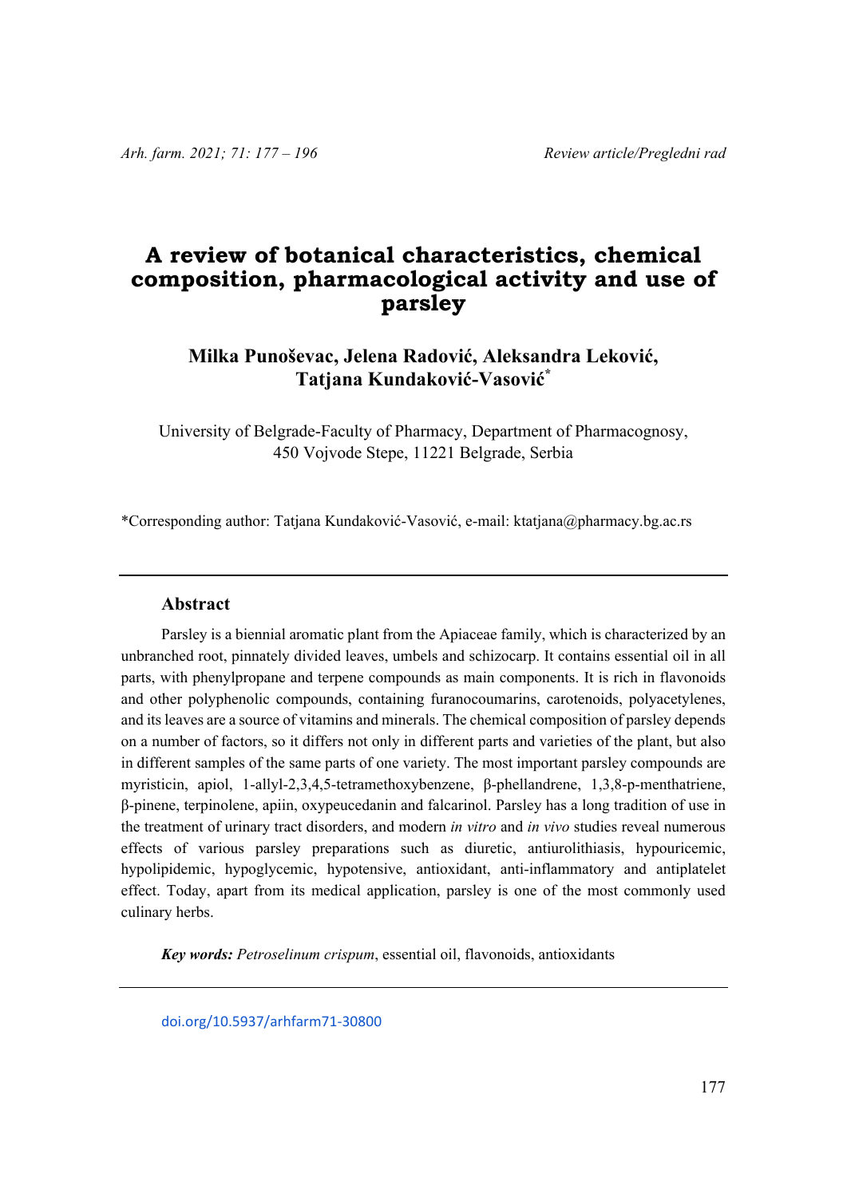# A review of botanical characteristics, chemical composition, pharmacological activity and use of parsley

**Milka Punoševac, Jelena Radović, Aleksandra Leković, Tatjana Kundaković-Vasović***

University of Belgrade-Faculty of Pharmacy, Department of Pharmacognosy, 450 Vojvode Stepe, 11221 Belgrade, Serbia

*Corresponding author: Tatjana Kundaković-Vasović, e-mail: ktatjana@pharmacy.bg.ac.rs

---

## Abstract

Parsley is a biennial aromatic plant from the Apiaceae family, which is characterized by an unbranched root, pinnately divided leaves, umbels and schizocarp. It contains essential oil in all parts, with phenylpropane and terpene compounds as main components. It is rich in flavonoids and other polyphenolic compounds, containing furanocoumarins, carotenoids, polyacetylenes, and its leaves are a source of vitamins and minerals. The chemical composition of parsley depends on a number of factors, so it differs not only in different parts and varieties of the plant, but also in different samples of the same parts of one variety. The most important parsley compounds are myristicin, apiol, 1-allyl-2,3,4,5-tetramethoxybenzene, β-phellandrene, 1,3,8-p-menthatriene, β-pinene, terpinolene, apiin, oxypeucedanin and falcarinol. Parsley has a long tradition of use in the treatment of urinary tract disorders, and modern *in vitro* and *in vivo* studies reveal numerous effects of various parsley preparations such as diuretic, antiurolithiasis, hypouricemic, hypolipidemic, hypoglycemic, hypotensive, antioxidant, anti-inflammatory and antiplatelet effect. Today, apart from its medical application, parsley is one of the most commonly used culinary herbs.

***Key words:*** *Petroselinum crispum*, essential oil, flavonoids, antioxidants

---

doi.org/10.5937/arhfarm71-30800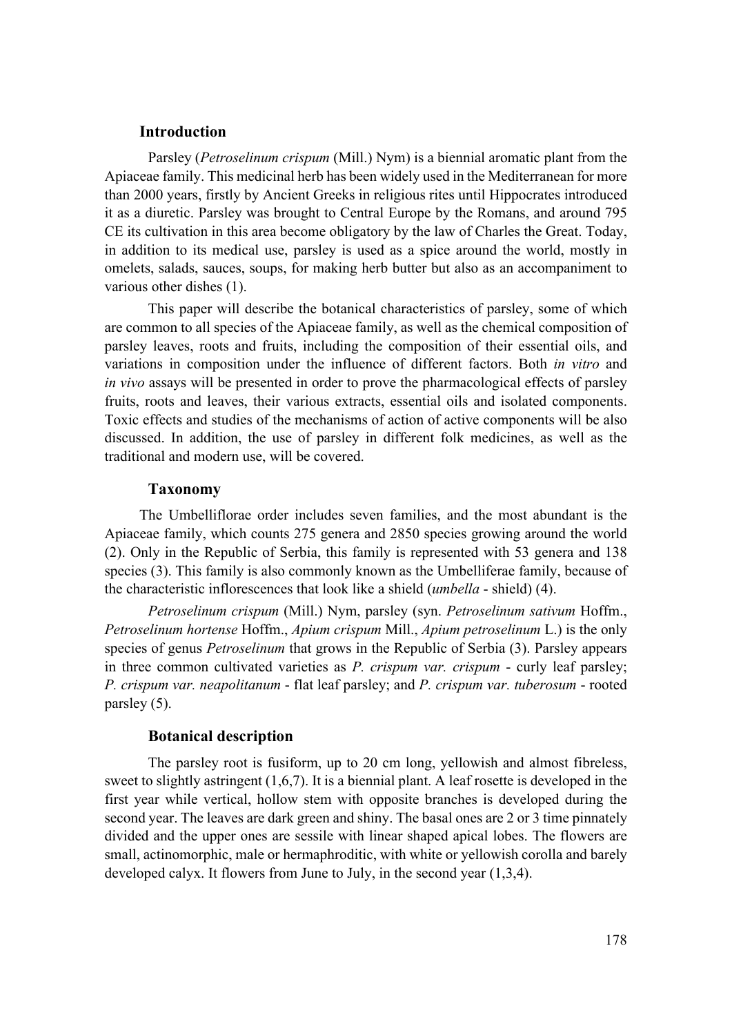## Introduction

Parsley (*Petroselinum crispum* (Mill.) Nym) is a biennial aromatic plant from the Apiaceae family. This medicinal herb has been widely used in the Mediterranean for more than 2000 years, firstly by Ancient Greeks in religious rites until Hippocrates introduced it as a diuretic. Parsley was brought to Central Europe by the Romans, and around 795 CE its cultivation in this area become obligatory by the law of Charles the Great. Today, in addition to its medical use, parsley is used as a spice around the world, mostly in omelets, salads, sauces, soups, for making herb butter but also as an accompaniment to various other dishes (1).

This paper will describe the botanical characteristics of parsley, some of which are common to all species of the Apiaceae family, as well as the chemical composition of parsley leaves, roots and fruits, including the composition of their essential oils, and variations in composition under the influence of different factors. Both *in vitro* and *in vivo* assays will be presented in order to prove the pharmacological effects of parsley fruits, roots and leaves, their various extracts, essential oils and isolated components. Toxic effects and studies of the mechanisms of action of active components will be also discussed. In addition, the use of parsley in different folk medicines, as well as the traditional and modern use, will be covered.

## Taxonomy

The Umbelliflorae order includes seven families, and the most abundant is the Apiaceae family, which counts 275 genera and 2850 species growing around the world (2). Only in the Republic of Serbia, this family is represented with 53 genera and 138 species (3). This family is also commonly known as the Umbelliferae family, because of the characteristic inflorescences that look like a shield (*umbella* - shield) (4).

*Petroselinum crispum* (Mill.) Nym, parsley (syn. *Petroselinum sativum* Hoffm., *Petroselinum hortense* Hoffm., *Apium crispum* Mill., *Apium petroselinum* L.) is the only species of genus *Petroselinum* that grows in the Republic of Serbia (3). Parsley appears in three common cultivated varieties as *P. crispum var. crispum* - curly leaf parsley; *P. crispum var. neapolitanum* - flat leaf parsley; and *P. crispum var. tuberosum* - rooted parsley (5).

## Botanical description

The parsley root is fusiform, up to 20 cm long, yellowish and almost fibreless, sweet to slightly astringent (1,6,7). It is a biennial plant. A leaf rosette is developed in the first year while vertical, hollow stem with opposite branches is developed during the second year. The leaves are dark green and shiny. The basal ones are 2 or 3 time pinnately divided and the upper ones are sessile with linear shaped apical lobes. The flowers are small, actinomorphic, male or hermaphroditic, with white or yellowish corolla and barely developed calyx. It flowers from June to July, in the second year (1,3,4).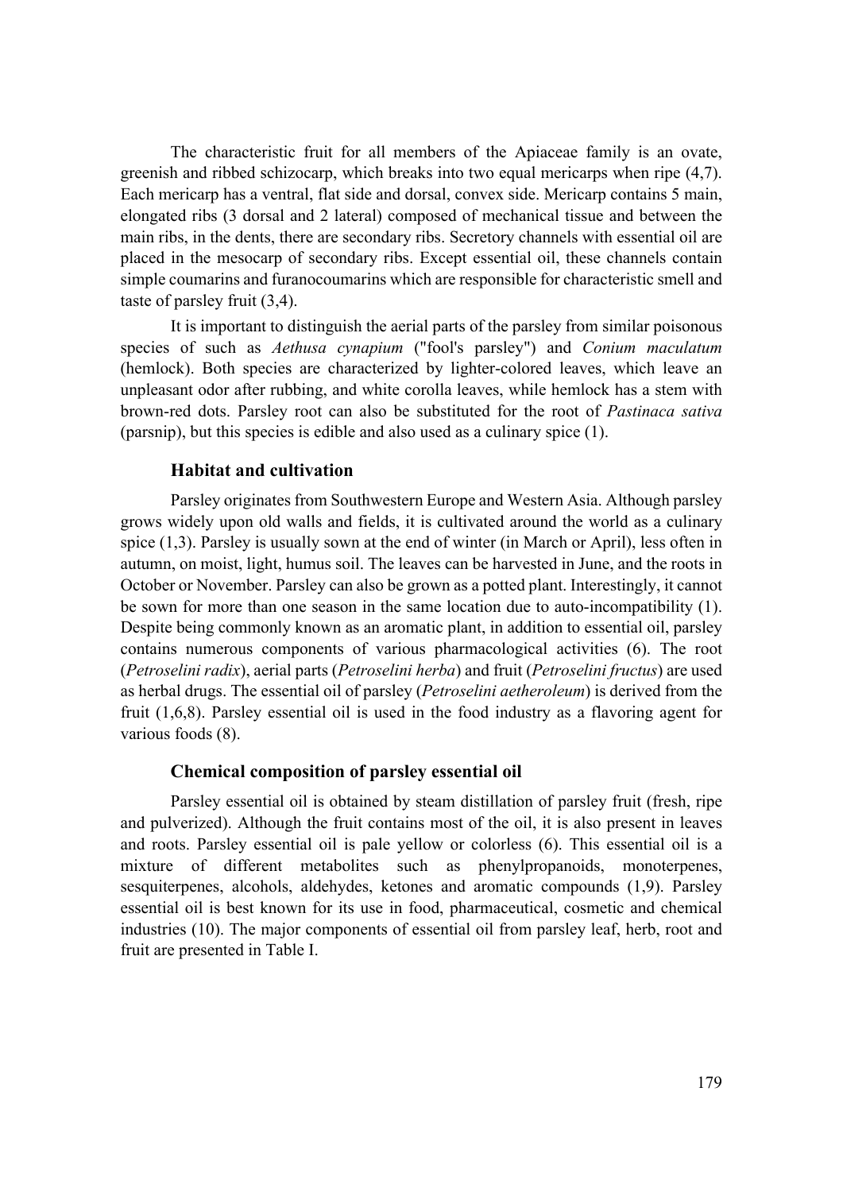The characteristic fruit for all members of the Apiaceae family is an ovate, greenish and ribbed schizocarp, which breaks into two equal mericarps when ripe (4,7). Each mericarp has a ventral, flat side and dorsal, convex side. Mericarp contains 5 main, elongated ribs (3 dorsal and 2 lateral) composed of mechanical tissue and between the main ribs, in the dents, there are secondary ribs. Secretory channels with essential oil are placed in the mesocarp of secondary ribs. Except essential oil, these channels contain simple coumarins and furanocoumarins which are responsible for characteristic smell and taste of parsley fruit (3,4).

It is important to distinguish the aerial parts of the parsley from similar poisonous species of such as *Aethusa cynapium* ("fool's parsley") and *Conium maculatum* (hemlock). Both species are characterized by lighter-colored leaves, which leave an unpleasant odor after rubbing, and white corolla leaves, while hemlock has a stem with brown-red dots. Parsley root can also be substituted for the root of *Pastinaca sativa* (parsnip), but this species is edible and also used as a culinary spice (1).

### Habitat and cultivation

Parsley originates from Southwestern Europe and Western Asia. Although parsley grows widely upon old walls and fields, it is cultivated around the world as a culinary spice (1,3). Parsley is usually sown at the end of winter (in March or April), less often in autumn, on moist, light, humus soil. The leaves can be harvested in June, and the roots in October or November. Parsley can also be grown as a potted plant. Interestingly, it cannot be sown for more than one season in the same location due to auto-incompatibility (1). Despite being commonly known as an aromatic plant, in addition to essential oil, parsley contains numerous components of various pharmacological activities (6). The root (*Petroselini radix*), aerial parts (*Petroselini herba*) and fruit (*Petroselini fructus*) are used as herbal drugs. The essential oil of parsley (*Petroselini aetheroleum*) is derived from the fruit (1,6,8). Parsley essential oil is used in the food industry as a flavoring agent for various foods (8).

### Chemical composition of parsley essential oil

Parsley essential oil is obtained by steam distillation of parsley fruit (fresh, ripe and pulverized). Although the fruit contains most of the oil, it is also present in leaves and roots. Parsley essential oil is pale yellow or colorless (6). This essential oil is a mixture of different metabolites such as phenylpropanoids, monoterpenes, sesquiterpenes, alcohols, aldehydes, ketones and aromatic compounds (1,9). Parsley essential oil is best known for its use in food, pharmaceutical, cosmetic and chemical industries (10). The major components of essential oil from parsley leaf, herb, root and fruit are presented in Table I.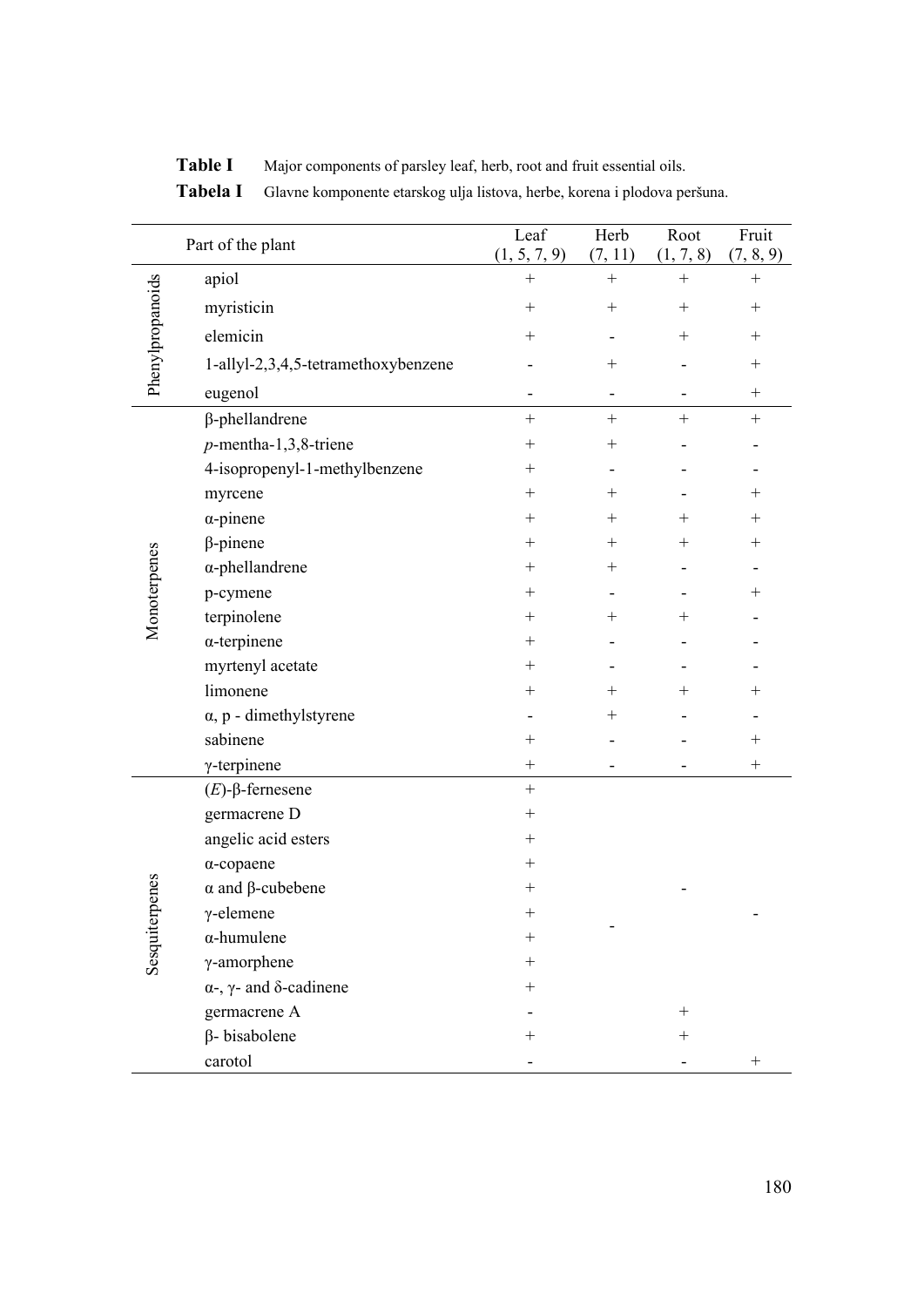**Table I** Major components of parsley leaf, herb, root and fruit essential oils.

**Tabela I** Glavne komponente etarskog ulja listova, herbe, korena i plodova peršuna.

| | Part of the plant | Leaf (1, 5, 7, 9) | Herb (7, 11) | Root (1, 7, 8) | Fruit (7, 8, 9) |
|---|---|---|---|---|---|
| Phenylpropanoids | apiol | + | + | + | + |
| | myristicin | + | + | + | + |
| | elemicin | + | - | + | + |
| | 1-allyl-2,3,4,5-tetramethoxybenzene | - | + | - | + |
| | eugenol | - | - | - | + |
| Monoterpenes | β-phellandrene | + | + | + | + |
| | *p*-mentha-1,3,8-triene | + | + | - | - |
| | 4-isopropenyl-1-methylbenzene | + | - | - | - |
| | myrcene | + | + | - | + |
| | α-pinene | + | + | + | + |
| | β-pinene | + | + | + | + |
| | α-phellandrene | + | + | - | - |
| | p-cymene | + | - | - | + |
| | terpinolene | + | + | + | - |
| | α-terpinene | + | - | - | - |
| | myrtenyl acetate | + | - | - | - |
| | limonene | + | + | + | + |
| | α, p - dimethylstyrene | - | + | - | - |
| | sabinene | + | - | - | + |
| | γ-terpinene | + | - | - | + |
| Sesquiterpenes | (*E*)-β-fernesene | + | - | - | - |
| | germacrene D | + | - | - | - |
| | angelic acid esters | + | - | - | - |
| | α-copaene | + | - | - | - |
| | α and β-cubebene | + | - | - | - |
| | γ-elemene | + | - | - | - |
| | α-humulene | + | - | - | - |
| | γ-amorphene | + | - | - | - |
| | α-, γ- and δ-cadinene | + | - | - | - |
| | germacrene A | - | - | + | - |
| | β- bisabolene | + | - | + | - |
| | carotol | - | - | - | + |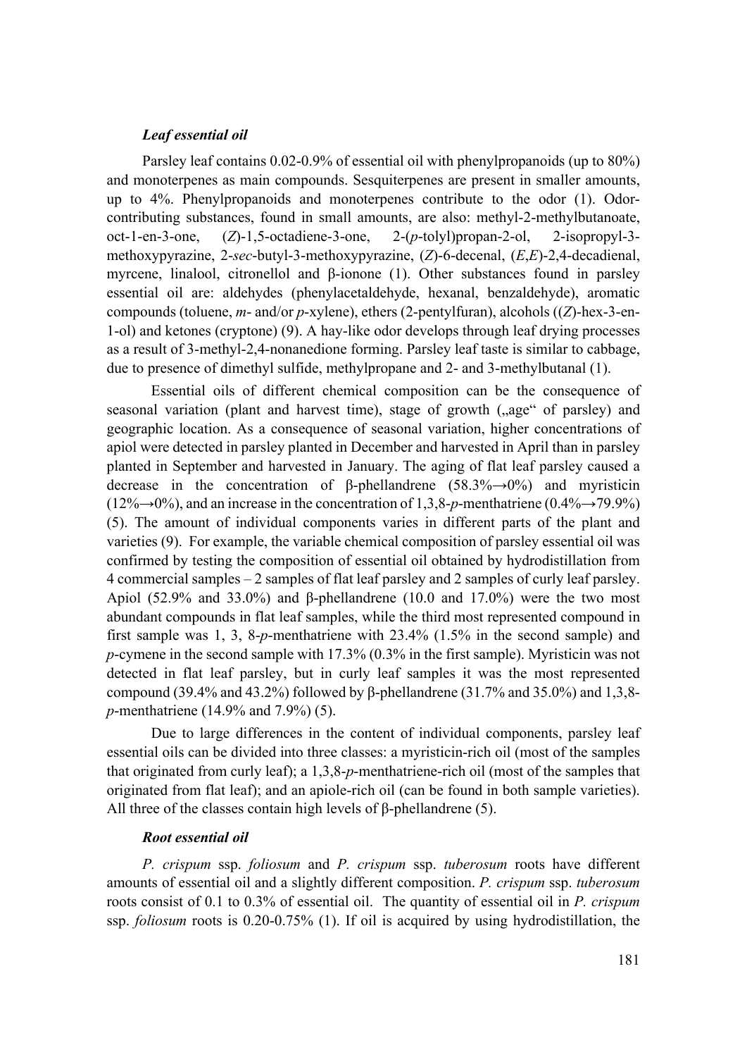### *Leaf essential oil*

Parsley leaf contains 0.02-0.9% of essential oil with phenylpropanoids (up to 80%) and monoterpenes as main compounds. Sesquiterpenes are present in smaller amounts, up to 4%. Phenylpropanoids and monoterpenes contribute to the odor (1). Odor-contributing substances, found in small amounts, are also: methyl-2-methylbutanoate, oct-1-en-3-one, (*Z*)-1,5-octadiene-3-one, 2-(*p*-tolyl)propan-2-ol, 2-isopropyl-3-methoxypyrazine, 2-*sec*-butyl-3-methoxypyrazine, (*Z*)-6-decenal, (*E*,*E*)-2,4-decadienal, myrcene, linalool, citronellol and β-ionone (1). Other substances found in parsley essential oil are: aldehydes (phenylacetaldehyde, hexanal, benzaldehyde), aromatic compounds (toluene, *m*- and/or *p*-xylene), ethers (2-pentylfuran), alcohols ((*Z*)-hex-3-en-1-ol) and ketones (cryptone) (9). A hay-like odor develops through leaf drying processes as a result of 3-methyl-2,4-nonanedione forming. Parsley leaf taste is similar to cabbage, due to presence of dimethyl sulfide, methylpropane and 2- and 3-methylbutanal (1).

Essential oils of different chemical composition can be the consequence of seasonal variation (plant and harvest time), stage of growth („age" of parsley) and geographic location. As a consequence of seasonal variation, higher concentrations of apiol were detected in parsley planted in December and harvested in April than in parsley planted in September and harvested in January. The aging of flat leaf parsley caused a decrease in the concentration of β-phellandrene (58.3%→0%) and myristicin (12%→0%), and an increase in the concentration of 1,3,8-*p*-menthatriene (0.4%→79.9%) (5). The amount of individual components varies in different parts of the plant and varieties (9). For example, the variable chemical composition of parsley essential oil was confirmed by testing the composition of essential oil obtained by hydrodistillation from 4 commercial samples – 2 samples of flat leaf parsley and 2 samples of curly leaf parsley. Apiol (52.9% and 33.0%) and β-phellandrene (10.0 and 17.0%) were the two most abundant compounds in flat leaf samples, while the third most represented compound in first sample was 1, 3, 8-*p*-menthatriene with 23.4% (1.5% in the second sample) and *p*-cymene in the second sample with 17.3% (0.3% in the first sample). Myristicin was not detected in flat leaf parsley, but in curly leaf samples it was the most represented compound (39.4% and 43.2%) followed by β-phellandrene (31.7% and 35.0%) and 1,3,8-*p*-menthatriene (14.9% and 7.9%) (5).

Due to large differences in the content of individual components, parsley leaf essential oils can be divided into three classes: a myristicin-rich oil (most of the samples that originated from curly leaf); a 1,3,8-*p*-menthatriene-rich oil (most of the samples that originated from flat leaf); and an apiole-rich oil (can be found in both sample varieties). All three of the classes contain high levels of β-phellandrene (5).

### *Root essential oil*

*P. crispum* ssp. *foliosum* and *P. crispum* ssp. *tuberosum* roots have different amounts of essential oil and a slightly different composition. *P. crispum* ssp. *tuberosum* roots consist of 0.1 to 0.3% of essential oil. The quantity of essential oil in *P. crispum* ssp. *foliosum* roots is 0.20-0.75% (1). If oil is acquired by using hydrodistillation, the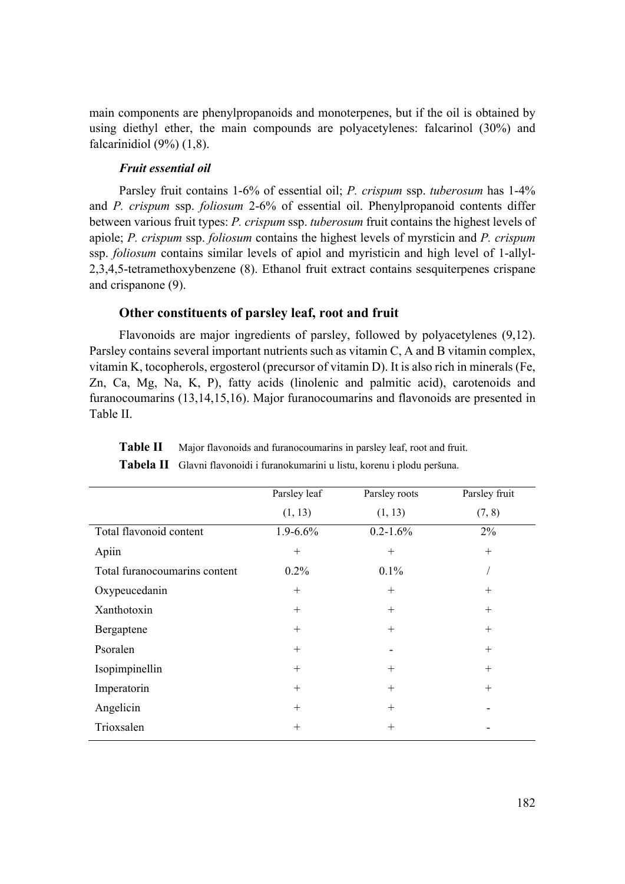main components are phenylpropanoids and monoterpenes, but if the oil is obtained by using diethyl ether, the main compounds are polyacetylenes: falcarinol (30%) and falcarinidiol (9%) (1,8).

#### *Fruit essential oil*

Parsley fruit contains 1-6% of essential oil; *P. crispum* ssp. *tuberosum* has 1-4% and *P. crispum* ssp. *foliosum* 2-6% of essential oil. Phenylpropanoid contents differ between various fruit types: *P. crispum* ssp. *tuberosum* fruit contains the highest levels of apiole; *P. crispum* ssp. *foliosum* contains the highest levels of myrsticin and *P. crispum* ssp. *foliosum* contains similar levels of apiol and myristicin and high level of 1-allyl-2,3,4,5-tetramethoxybenzene (8). Ethanol fruit extract contains sesquiterpenes crispane and crispanone (9).

### Other constituents of parsley leaf, root and fruit

Flavonoids are major ingredients of parsley, followed by polyacetylenes (9,12). Parsley contains several important nutrients such as vitamin C, A and B vitamin complex, vitamin K, tocopherols, ergosterol (precursor of vitamin D). It is also rich in minerals (Fe, Zn, Ca, Mg, Na, K, P), fatty acids (linolenic and palmitic acid), carotenoids and furanocoumarins (13,14,15,16). Major furanocoumarins and flavonoids are presented in Table II.

**Table II** Major flavonoids and furanocoumarins in parsley leaf, root and fruit.

**Tabela II** Glavni flavonoidi i furanokumarini u listu, korenu i plodu peršuna.

| | Parsley leaf (1, 13) | Parsley roots (1, 13) | Parsley fruit (7, 8) |
|---|---|---|---|
| Total flavonoid content | 1.9-6.6% | 0.2-1.6% | 2% |
| Apiin | + | + | + |
| Total furanocoumarins content | 0.2% | 0.1% | / |
| Oxypeucedanin | + | + | + |
| Xanthotoxin | + | + | + |
| Bergaptene | + | + | + |
| Psoralen | + | - | + |
| Isopimpinellin | + | + | + |
| Imperatorin | + | + | + |
| Angelicin | + | + | - |
| Trioxsalen | + | + | - |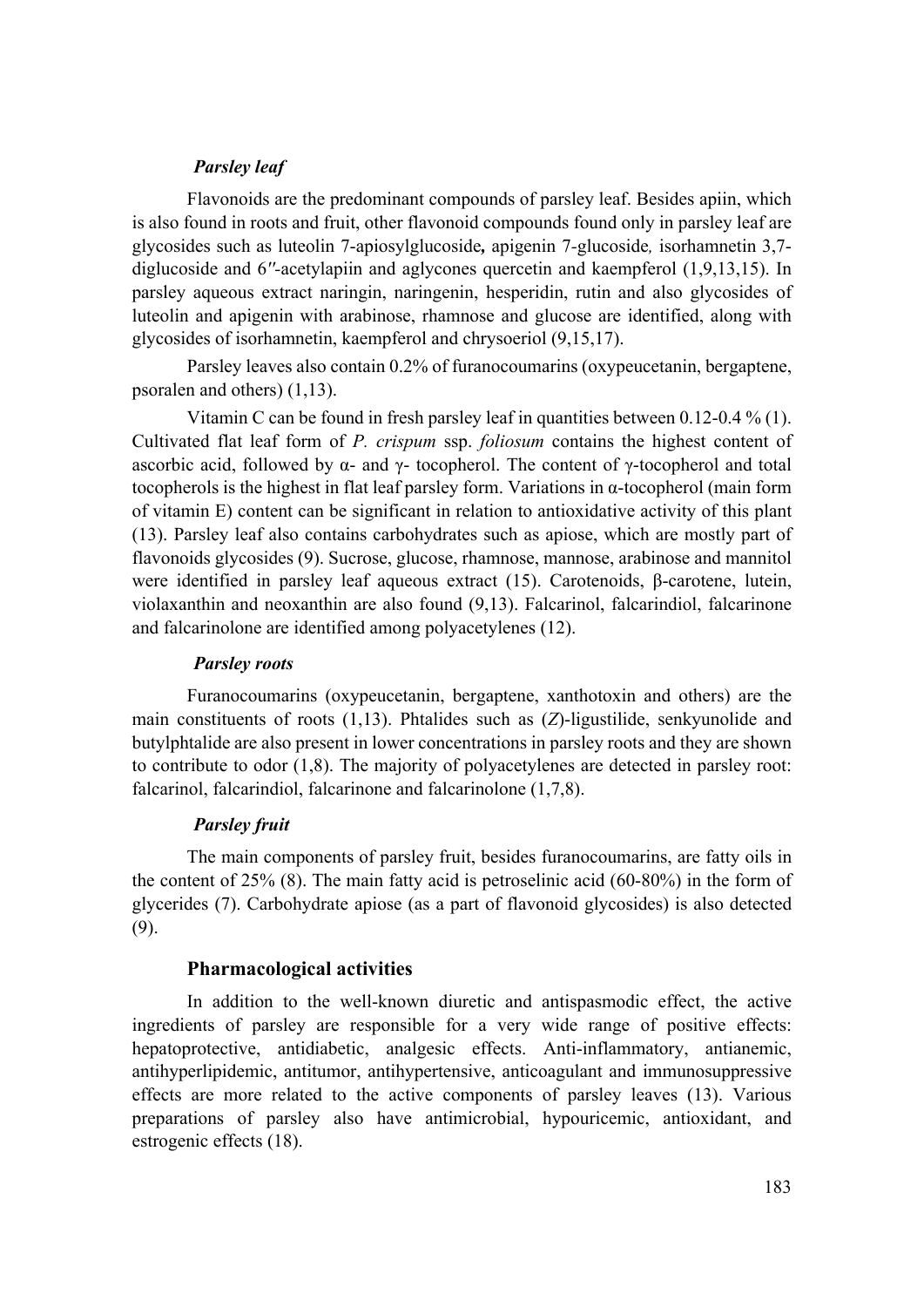### *Parsley leaf*

Flavonoids are the predominant compounds of parsley leaf. Besides apiin, which is also found in roots and fruit, other flavonoid compounds found only in parsley leaf are glycosides such as luteolin 7-apiosylglucoside**,** apigenin 7-glucoside*,* isorhamnetin 3,7-diglucoside and 6′′-acetylapiin and aglycones quercetin and kaempferol (1,9,13,15). In parsley aqueous extract naringin, naringenin, hesperidin, rutin and also glycosides of luteolin and apigenin with arabinose, rhamnose and glucose are identified, along with glycosides of isorhamnetin, kaempferol and chrysoeriol (9,15,17).

Parsley leaves also contain 0.2% of furanocoumarins (oxypeucetanin, bergaptene, psoralen and others) (1,13).

Vitamin C can be found in fresh parsley leaf in quantities between 0.12-0.4 % (1). Cultivated flat leaf form of *P. crispum* ssp. *foliosum* contains the highest content of ascorbic acid, followed by α- and γ- tocopherol. The content of γ-tocopherol and total tocopherols is the highest in flat leaf parsley form. Variations in α-tocopherol (main form of vitamin E) content can be significant in relation to antioxidative activity of this plant (13). Parsley leaf also contains carbohydrates such as apiose, which are mostly part of flavonoids glycosides (9). Sucrose, glucose, rhamnose, mannose, arabinose and mannitol were identified in parsley leaf aqueous extract (15). Carotenoids, β-carotene, lutein, violaxanthin and neoxanthin are also found (9,13). Falcarinol, falcarindiol, falcarinone and falcarinolone are identified among polyacetylenes (12).

### *Parsley roots*

Furanocoumarins (oxypeucetanin, bergaptene, xanthotoxin and others) are the main constituents of roots (1,13). Phtalides such as (*Z*)-ligustilide, senkyunolide and butylphtalide are also present in lower concentrations in parsley roots and they are shown to contribute to odor (1,8). The majority of polyacetylenes are detected in parsley root: falcarinol, falcarindiol, falcarinone and falcarinolone (1,7,8).

### *Parsley fruit*

The main components of parsley fruit, besides furanocoumarins, are fatty oils in the content of 25% (8). The main fatty acid is petroselinic acid (60-80%) in the form of glycerides (7). Carbohydrate apiose (as a part of flavonoid glycosides) is also detected (9).

## Pharmacological activities

In addition to the well-known diuretic and antispasmodic effect, the active ingredients of parsley are responsible for a very wide range of positive effects: hepatoprotective, antidiabetic, analgesic effects. Anti-inflammatory, antianemic, antihyperlipidemic, antitumor, antihypertensive, anticoagulant and immunosuppressive effects are more related to the active components of parsley leaves (13). Various preparations of parsley also have antimicrobial, hypouricemic, antioxidant, and estrogenic effects (18).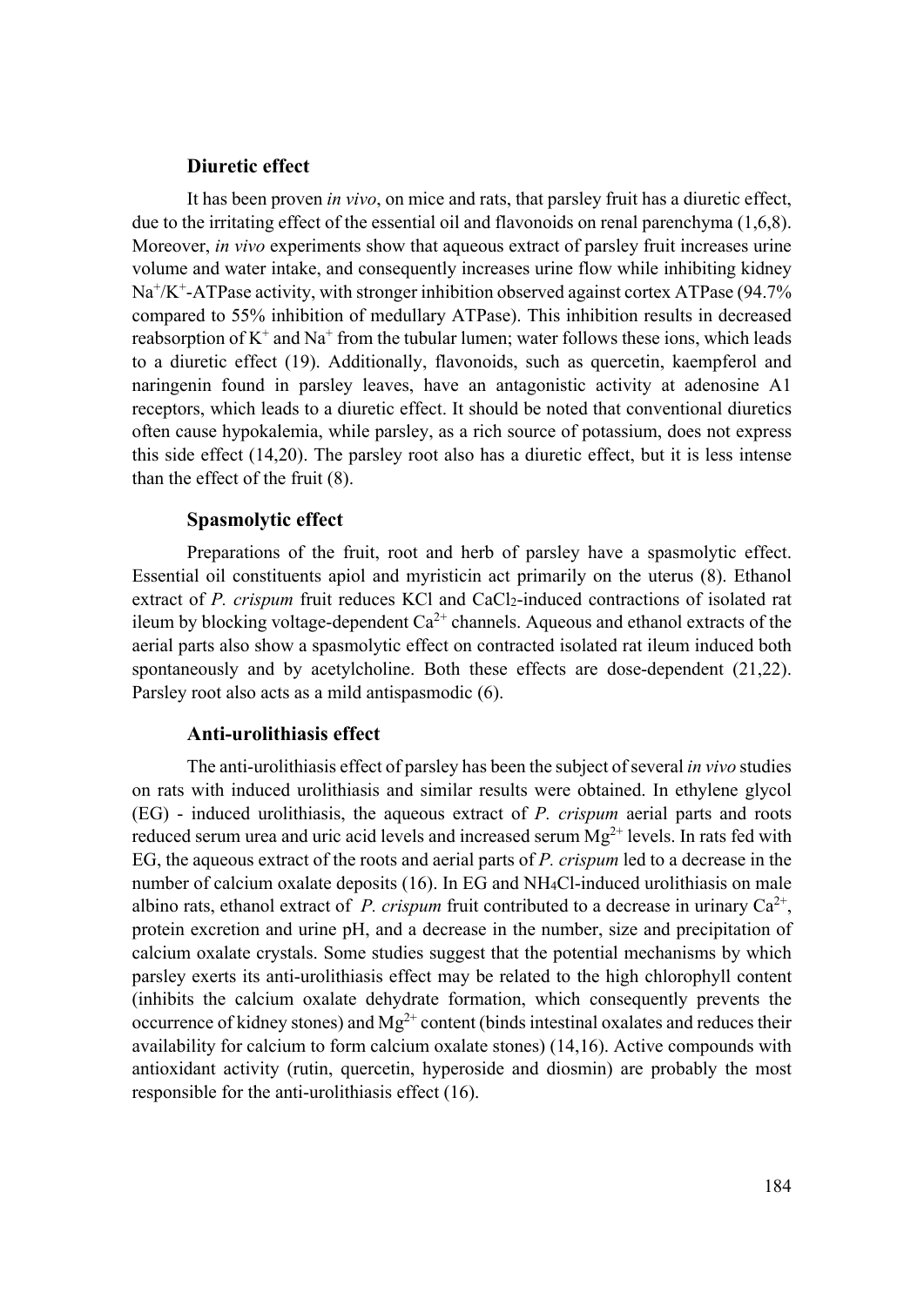### Diuretic effect

It has been proven *in vivo*, on mice and rats, that parsley fruit has a diuretic effect, due to the irritating effect of the essential oil and flavonoids on renal parenchyma (1,6,8). Moreover, *in vivo* experiments show that aqueous extract of parsley fruit increases urine volume and water intake, and consequently increases urine flow while inhibiting kidney $Na^+/K^+$-ATPase activity, with stronger inhibition observed against cortex ATPase (94.7% compared to 55% inhibition of medullary ATPase). This inhibition results in decreased reabsorption of $K^+$ and $Na^+$ from the tubular lumen; water follows these ions, which leads to a diuretic effect (19). Additionally, flavonoids, such as quercetin, kaempferol and naringenin found in parsley leaves, have an antagonistic activity at adenosine A1 receptors, which leads to a diuretic effect. It should be noted that conventional diuretics often cause hypokalemia, while parsley, as a rich source of potassium, does not express this side effect (14,20). The parsley root also has a diuretic effect, but it is less intense than the effect of the fruit (8).

### Spasmolytic effect

Preparations of the fruit, root and herb of parsley have a spasmolytic effect. Essential oil constituents apiol and myristicin act primarily on the uterus (8). Ethanol extract of *P. crispum* fruit reduces KCl and $CaCl_2$-induced contractions of isolated rat ileum by blocking voltage-dependent $Ca^{2+}$ channels. Aqueous and ethanol extracts of the aerial parts also show a spasmolytic effect on contracted isolated rat ileum induced both spontaneously and by acetylcholine. Both these effects are dose-dependent (21,22). Parsley root also acts as a mild antispasmodic (6).

### Anti-urolithiasis effect

The anti-urolithiasis effect of parsley has been the subject of several *in vivo* studies on rats with induced urolithiasis and similar results were obtained. In ethylene glycol (EG) - induced urolithiasis, the aqueous extract of *P. crispum* aerial parts and roots reduced serum urea and uric acid levels and increased serum $Mg^{2+}$ levels. In rats fed with EG, the aqueous extract of the roots and aerial parts of *P. crispum* led to a decrease in the number of calcium oxalate deposits (16). In EG and $NH_4Cl$-induced urolithiasis on male albino rats, ethanol extract of *P. crispum* fruit contributed to a decrease in urinary $Ca^{2+}$, protein excretion and urine pH, and a decrease in the number, size and precipitation of calcium oxalate crystals. Some studies suggest that the potential mechanisms by which parsley exerts its anti-urolithiasis effect may be related to the high chlorophyll content (inhibits the calcium oxalate dehydrate formation, which consequently prevents the occurrence of kidney stones) and $Mg^{2+}$ content (binds intestinal oxalates and reduces their availability for calcium to form calcium oxalate stones) (14,16). Active compounds with antioxidant activity (rutin, quercetin, hyperoside and diosmin) are probably the most responsible for the anti-urolithiasis effect (16).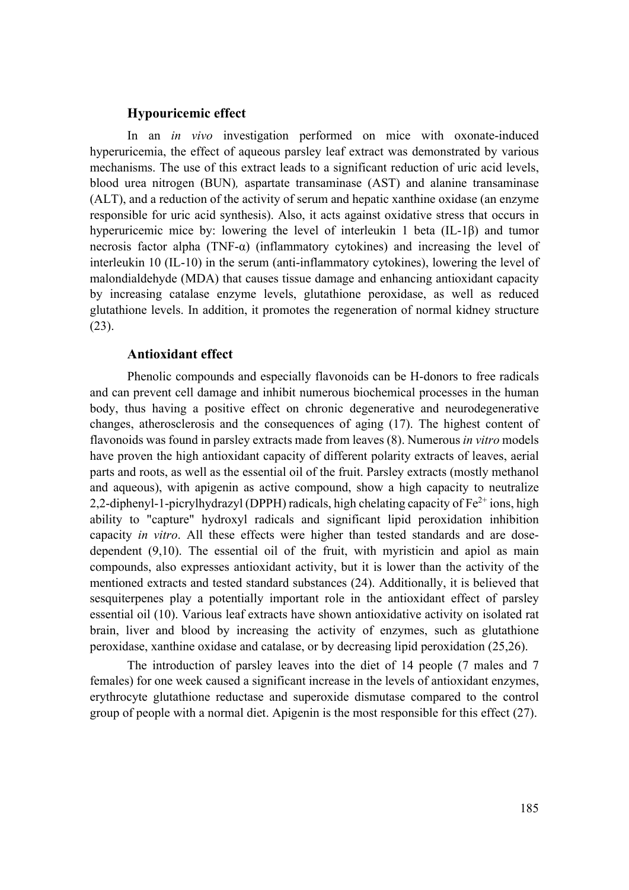## Hypouricemic effect

In an *in vivo* investigation performed on mice with oxonate-induced hyperuricemia, the effect of aqueous parsley leaf extract was demonstrated by various mechanisms. The use of this extract leads to a significant reduction of uric acid levels, blood urea nitrogen (BUN), aspartate transaminase (AST) and alanine transaminase (ALT), and a reduction of the activity of serum and hepatic xanthine oxidase (an enzyme responsible for uric acid synthesis). Also, it acts against oxidative stress that occurs in hyperuricemic mice by: lowering the level of interleukin 1 beta (IL-1β) and tumor necrosis factor alpha (TNF-α) (inflammatory cytokines) and increasing the level of interleukin 10 (IL-10) in the serum (anti-inflammatory cytokines), lowering the level of malondialdehyde (MDA) that causes tissue damage and enhancing antioxidant capacity by increasing catalase enzyme levels, glutathione peroxidase, as well as reduced glutathione levels. In addition, it promotes the regeneration of normal kidney structure (23).

## Antioxidant effect

Phenolic compounds and especially flavonoids can be H-donors to free radicals and can prevent cell damage and inhibit numerous biochemical processes in the human body, thus having a positive effect on chronic degenerative and neurodegenerative changes, atherosclerosis and the consequences of aging (17). The highest content of flavonoids was found in parsley extracts made from leaves (8). Numerous *in vitro* models have proven the high antioxidant capacity of different polarity extracts of leaves, aerial parts and roots, as well as the essential oil of the fruit. Parsley extracts (mostly methanol and aqueous), with apigenin as active compound, show a high capacity to neutralize 2,2-diphenyl-1-picrylhydrazyl (DPPH) radicals, high chelating capacity of $Fe^{2+}$ ions, high ability to "capture" hydroxyl radicals and significant lipid peroxidation inhibition capacity *in vitro*. All these effects were higher than tested standards and are dose-dependent (9,10). The essential oil of the fruit, with myristicin and apiol as main compounds, also expresses antioxidant activity, but it is lower than the activity of the mentioned extracts and tested standard substances (24). Additionally, it is believed that sesquiterpenes play a potentially important role in the antioxidant effect of parsley essential oil (10). Various leaf extracts have shown antioxidative activity on isolated rat brain, liver and blood by increasing the activity of enzymes, such as glutathione peroxidase, xanthine oxidase and catalase, or by decreasing lipid peroxidation (25,26).

The introduction of parsley leaves into the diet of 14 people (7 males and 7 females) for one week caused a significant increase in the levels of antioxidant enzymes, erythrocyte glutathione reductase and superoxide dismutase compared to the control group of people with a normal diet. Apigenin is the most responsible for this effect (27).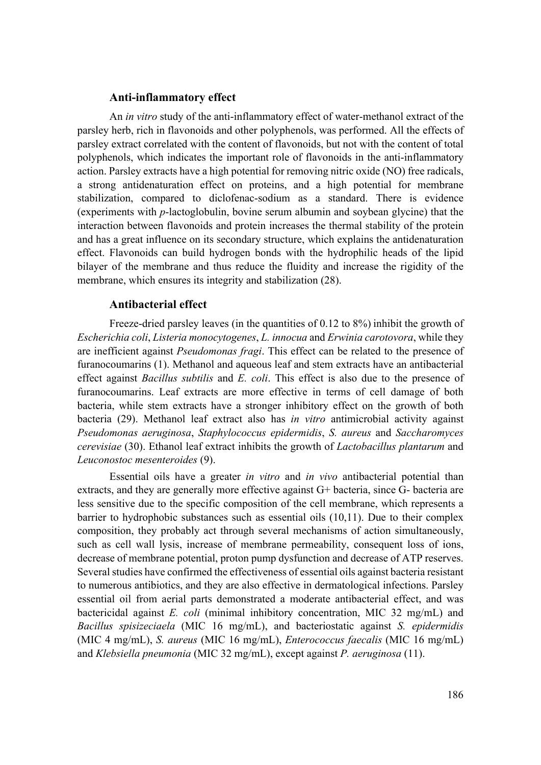### Anti-inflammatory effect

An *in vitro* study of the anti-inflammatory effect of water-methanol extract of the parsley herb, rich in flavonoids and other polyphenols, was performed. All the effects of parsley extract correlated with the content of flavonoids, but not with the content of total polyphenols, which indicates the important role of flavonoids in the anti-inflammatory action. Parsley extracts have a high potential for removing nitric oxide (NO) free radicals, a strong antidenaturation effect on proteins, and a high potential for membrane stabilization, compared to diclofenac-sodium as a standard. There is evidence (experiments with *p*-lactoglobulin, bovine serum albumin and soybean glycine) that the interaction between flavonoids and protein increases the thermal stability of the protein and has a great influence on its secondary structure, which explains the antidenaturation effect. Flavonoids can build hydrogen bonds with the hydrophilic heads of the lipid bilayer of the membrane and thus reduce the fluidity and increase the rigidity of the membrane, which ensures its integrity and stabilization (28).

### Antibacterial effect

Freeze-dried parsley leaves (in the quantities of 0.12 to 8%) inhibit the growth of *Escherichia coli*, *Listeria monocytogenes*, *L. innocua* and *Erwinia carotovora*, while they are inefficient against *Pseudomonas fragi*. This effect can be related to the presence of furanocoumarins (1). Methanol and aqueous leaf and stem extracts have an antibacterial effect against *Bacillus subtilis* and *E. coli*. This effect is also due to the presence of furanocoumarins. Leaf extracts are more effective in terms of cell damage of both bacteria, while stem extracts have a stronger inhibitory effect on the growth of both bacteria (29). Methanol leaf extract also has *in vitro* antimicrobial activity against *Pseudomonas aeruginosa*, *Staphylococcus epidermidis*, *S. aureus* and *Saccharomyces cerevisiae* (30). Ethanol leaf extract inhibits the growth of *Lactobacillus plantarum* and *Leuconostoc mesenteroides* (9).

Essential oils have a greater *in vitro* and *in vivo* antibacterial potential than extracts, and they are generally more effective against G+ bacteria, since G- bacteria are less sensitive due to the specific composition of the cell membrane, which represents a barrier to hydrophobic substances such as essential oils (10,11). Due to their complex composition, they probably act through several mechanisms of action simultaneously, such as cell wall lysis, increase of membrane permeability, consequent loss of ions, decrease of membrane potential, proton pump dysfunction and decrease of ATP reserves. Several studies have confirmed the effectiveness of essential oils against bacteria resistant to numerous antibiotics, and they are also effective in dermatological infections. Parsley essential oil from aerial parts demonstrated a moderate antibacterial effect, and was bactericidal against *E. coli* (minimal inhibitory concentration, MIC 32 mg/mL) and *Bacillus spisizeciaela* (MIC 16 mg/mL), and bacteriostatic against *S. epidermidis* (MIC 4 mg/mL), *S. aureus* (MIC 16 mg/mL), *Enterococcus faecalis* (MIC 16 mg/mL) and *Klebsiella pneumonia* (MIC 32 mg/mL), except against *P. aeruginosa* (11).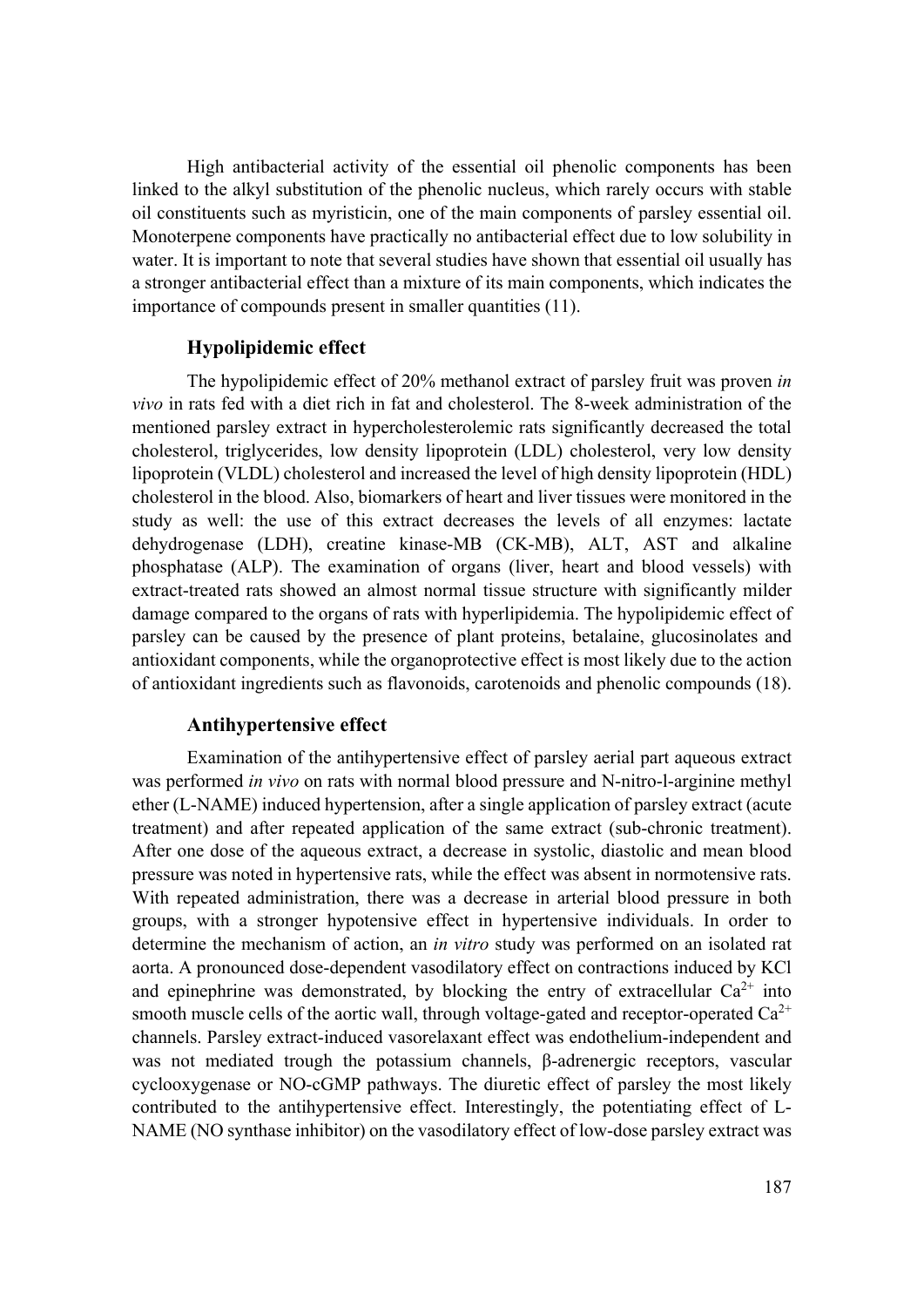High antibacterial activity of the essential oil phenolic components has been linked to the alkyl substitution of the phenolic nucleus, which rarely occurs with stable oil constituents such as myristicin, one of the main components of parsley essential oil. Monoterpene components have practically no antibacterial effect due to low solubility in water. It is important to note that several studies have shown that essential oil usually has a stronger antibacterial effect than a mixture of its main components, which indicates the importance of compounds present in smaller quantities (11).

### Hypolipidemic effect

The hypolipidemic effect of 20% methanol extract of parsley fruit was proven *in vivo* in rats fed with a diet rich in fat and cholesterol. The 8-week administration of the mentioned parsley extract in hypercholesterolemic rats significantly decreased the total cholesterol, triglycerides, low density lipoprotein (LDL) cholesterol, very low density lipoprotein (VLDL) cholesterol and increased the level of high density lipoprotein (HDL) cholesterol in the blood. Also, biomarkers of heart and liver tissues were monitored in the study as well: the use of this extract decreases the levels of all enzymes: lactate dehydrogenase (LDH), creatine kinase-MB (CK-MB), ALT, AST and alkaline phosphatase (ALP). The examination of organs (liver, heart and blood vessels) with extract-treated rats showed an almost normal tissue structure with significantly milder damage compared to the organs of rats with hyperlipidemia. The hypolipidemic effect of parsley can be caused by the presence of plant proteins, betalaine, glucosinolates and antioxidant components, while the organoprotective effect is most likely due to the action of antioxidant ingredients such as flavonoids, carotenoids and phenolic compounds (18).

### Antihypertensive effect

Examination of the antihypertensive effect of parsley aerial part aqueous extract was performed *in vivo* on rats with normal blood pressure and N-nitro-l-arginine methyl ether (L-NAME) induced hypertension, after a single application of parsley extract (acute treatment) and after repeated application of the same extract (sub-chronic treatment). After one dose of the aqueous extract, a decrease in systolic, diastolic and mean blood pressure was noted in hypertensive rats, while the effect was absent in normotensive rats. With repeated administration, there was a decrease in arterial blood pressure in both groups, with a stronger hypotensive effect in hypertensive individuals. In order to determine the mechanism of action, an *in vitro* study was performed on an isolated rat aorta. A pronounced dose-dependent vasodilatory effect on contractions induced by KCl and epinephrine was demonstrated, by blocking the entry of extracellular $Ca^{2+}$ into smooth muscle cells of the aortic wall, through voltage-gated and receptor-operated $Ca^{2+}$ channels. Parsley extract-induced vasorelaxant effect was endothelium-independent and was not mediated trough the potassium channels, β-adrenergic receptors, vascular cyclooxygenase or NO-cGMP pathways. The diuretic effect of parsley the most likely contributed to the antihypertensive effect. Interestingly, the potentiating effect of L-NAME (NO synthase inhibitor) on the vasodilatory effect of low-dose parsley extract was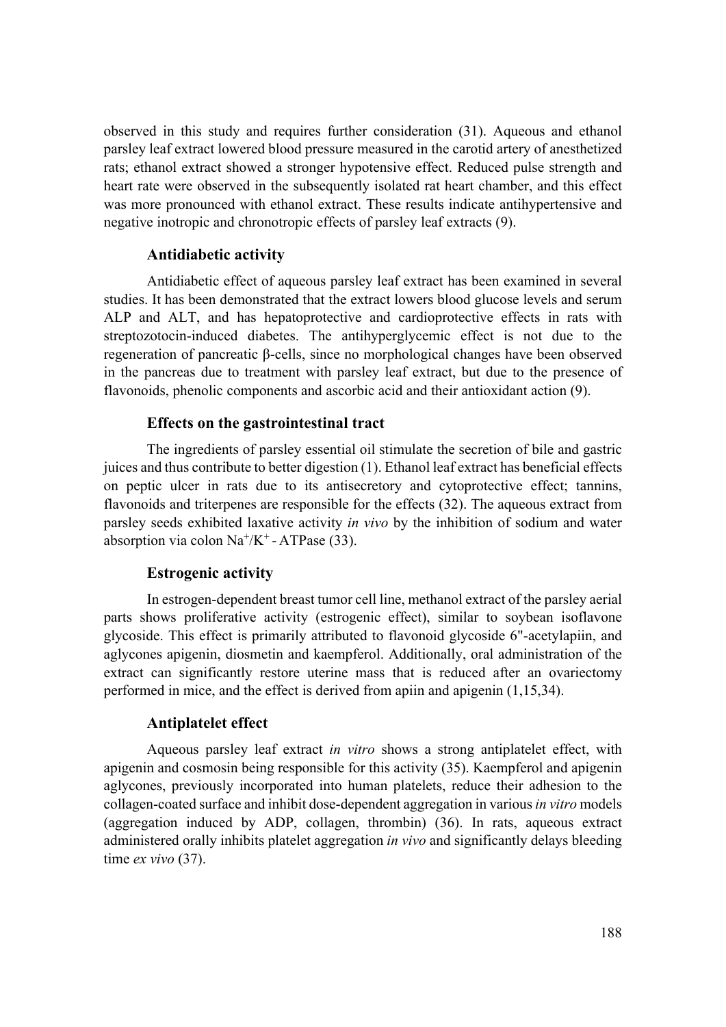observed in this study and requires further consideration (31). Aqueous and ethanol parsley leaf extract lowered blood pressure measured in the carotid artery of anesthetized rats; ethanol extract showed a stronger hypotensive effect. Reduced pulse strength and heart rate were observed in the subsequently isolated rat heart chamber, and this effect was more pronounced with ethanol extract. These results indicate antihypertensive and negative inotropic and chronotropic effects of parsley leaf extracts (9).

### Antidiabetic activity

Antidiabetic effect of aqueous parsley leaf extract has been examined in several studies. It has been demonstrated that the extract lowers blood glucose levels and serum ALP and ALT, and has hepatoprotective and cardioprotective effects in rats with streptozotocin-induced diabetes. The antihyperglycemic effect is not due to the regeneration of pancreatic β-cells, since no morphological changes have been observed in the pancreas due to treatment with parsley leaf extract, but due to the presence of flavonoids, phenolic components and ascorbic acid and their antioxidant action (9).

### Effects on the gastrointestinal tract

The ingredients of parsley essential oil stimulate the secretion of bile and gastric juices and thus contribute to better digestion (1). Ethanol leaf extract has beneficial effects on peptic ulcer in rats due to its antisecretory and cytoprotective effect; tannins, flavonoids and triterpenes are responsible for the effects (32). The aqueous extract from parsley seeds exhibited laxative activity *in vivo* by the inhibition of sodium and water absorption via colon $Na^{+}/K^{+}$ - ATPase (33).

### Estrogenic activity

In estrogen-dependent breast tumor cell line, methanol extract of the parsley aerial parts shows proliferative activity (estrogenic effect), similar to soybean isoflavone glycoside. This effect is primarily attributed to flavonoid glycoside 6"-acetylapiin, and aglycones apigenin, diosmetin and kaempferol. Additionally, oral administration of the extract can significantly restore uterine mass that is reduced after an ovariectomy performed in mice, and the effect is derived from apiin and apigenin (1,15,34).

### Antiplatelet effect

Aqueous parsley leaf extract *in vitro* shows a strong antiplatelet effect, with apigenin and cosmosin being responsible for this activity (35). Kaempferol and apigenin aglycones, previously incorporated into human platelets, reduce their adhesion to the collagen-coated surface and inhibit dose-dependent aggregation in various *in vitro* models (aggregation induced by ADP, collagen, thrombin) (36). In rats, aqueous extract administered orally inhibits platelet aggregation *in vivo* and significantly delays bleeding time *ex vivo* (37).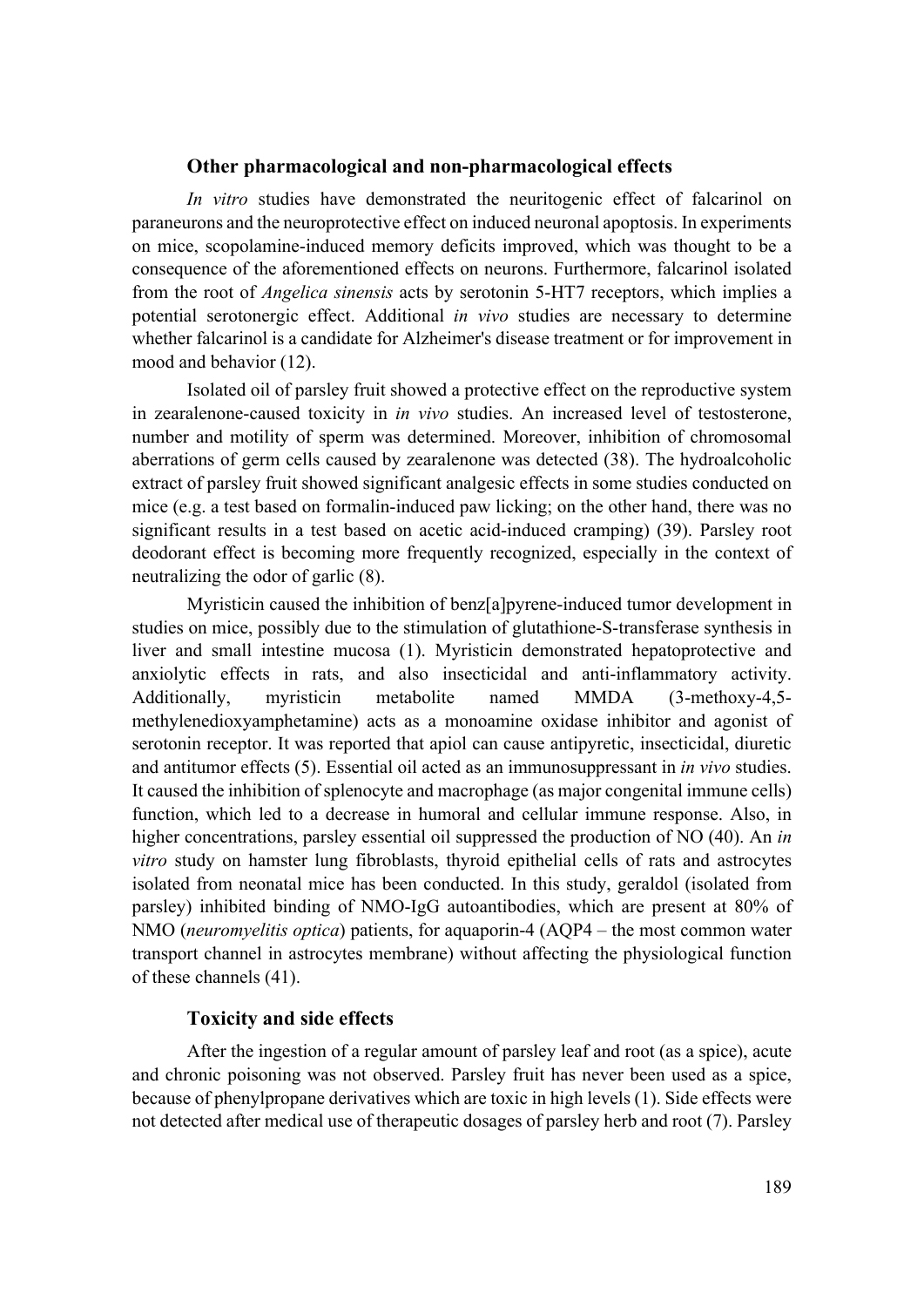### Other pharmacological and non-pharmacological effects

*In vitro* studies have demonstrated the neuritogenic effect of falcarinol on paraneurons and the neuroprotective effect on induced neuronal apoptosis. In experiments on mice, scopolamine-induced memory deficits improved, which was thought to be a consequence of the aforementioned effects on neurons. Furthermore, falcarinol isolated from the root of *Angelica sinensis* acts by serotonin 5-HT7 receptors, which implies a potential serotonergic effect. Additional *in vivo* studies are necessary to determine whether falcarinol is a candidate for Alzheimer's disease treatment or for improvement in mood and behavior (12).

Isolated oil of parsley fruit showed a protective effect on the reproductive system in zearalenone-caused toxicity in *in vivo* studies. An increased level of testosterone, number and motility of sperm was determined. Moreover, inhibition of chromosomal aberrations of germ cells caused by zearalenone was detected (38). The hydroalcoholic extract of parsley fruit showed significant analgesic effects in some studies conducted on mice (e.g. a test based on formalin-induced paw licking; on the other hand, there was no significant results in a test based on acetic acid-induced cramping) (39). Parsley root deodorant effect is becoming more frequently recognized, especially in the context of neutralizing the odor of garlic (8).

Myristicin caused the inhibition of benz[a]pyrene-induced tumor development in studies on mice, possibly due to the stimulation of glutathione-S-transferase synthesis in liver and small intestine mucosa (1). Myristicin demonstrated hepatoprotective and anxiolytic effects in rats, and also insecticidal and anti-inflammatory activity. Additionally, myristicin metabolite named MMDA (3-methoxy-4,5-methylenedioxyamphetamine) acts as a monoamine oxidase inhibitor and agonist of serotonin receptor. It was reported that apiol can cause antipyretic, insecticidal, diuretic and antitumor effects (5). Essential oil acted as an immunosuppressant in *in vivo* studies. It caused the inhibition of splenocyte and macrophage (as major congenital immune cells) function, which led to a decrease in humoral and cellular immune response. Also, in higher concentrations, parsley essential oil suppressed the production of NO (40). An *in vitro* study on hamster lung fibroblasts, thyroid epithelial cells of rats and astrocytes isolated from neonatal mice has been conducted. In this study, geraldol (isolated from parsley) inhibited binding of NMO-IgG autoantibodies, which are present at 80% of NMO (*neuromyelitis optica*) patients, for aquaporin-4 (AQP4 – the most common water transport channel in astrocytes membrane) without affecting the physiological function of these channels (41).

### Toxicity and side effects

After the ingestion of a regular amount of parsley leaf and root (as a spice), acute and chronic poisoning was not observed. Parsley fruit has never been used as a spice, because of phenylpropane derivatives which are toxic in high levels (1). Side effects were not detected after medical use of therapeutic dosages of parsley herb and root (7). Parsley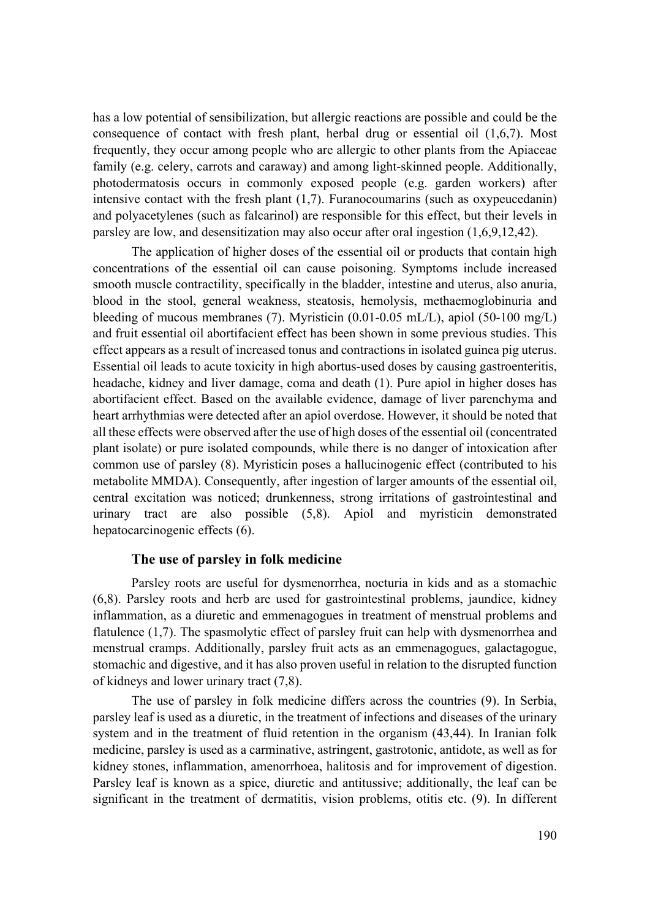has a low potential of sensibilization, but allergic reactions are possible and could be the consequence of contact with fresh plant, herbal drug or essential oil (1,6,7). Most frequently, they occur among people who are allergic to other plants from the Apiaceae family (e.g. celery, carrots and caraway) and among light-skinned people. Additionally, photodermatosis occurs in commonly exposed people (e.g. garden workers) after intensive contact with the fresh plant (1,7). Furanocoumarins (such as oxypeucedanin) and polyacetylenes (such as falcarinol) are responsible for this effect, but their levels in parsley are low, and desensitization may also occur after oral ingestion (1,6,9,12,42).

The application of higher doses of the essential oil or products that contain high concentrations of the essential oil can cause poisoning. Symptoms include increased smooth muscle contractility, specifically in the bladder, intestine and uterus, also anuria, blood in the stool, general weakness, steatosis, hemolysis, methaemoglobinuria and bleeding of mucous membranes (7). Myristicin (0.01-0.05 mL/L), apiol (50-100 mg/L) and fruit essential oil abortifacient effect has been shown in some previous studies. This effect appears as a result of increased tonus and contractions in isolated guinea pig uterus. Essential oil leads to acute toxicity in high abortus-used doses by causing gastroenteritis, headache, kidney and liver damage, coma and death (1). Pure apiol in higher doses has abortifacient effect. Based on the available evidence, damage of liver parenchyma and heart arrhythmias were detected after an apiol overdose. However, it should be noted that all these effects were observed after the use of high doses of the essential oil (concentrated plant isolate) or pure isolated compounds, while there is no danger of intoxication after common use of parsley (8). Myristicin poses a hallucinogenic effect (contributed to his metabolite MMDA). Consequently, after ingestion of larger amounts of the essential oil, central excitation was noticed; drunkenness, strong irritations of gastrointestinal and urinary tract are also possible (5,8). Apiol and myristicin demonstrated hepatocarcinogenic effects (6).

### The use of parsley in folk medicine

Parsley roots are useful for dysmenorrhea, nocturia in kids and as a stomachic (6,8). Parsley roots and herb are used for gastrointestinal problems, jaundice, kidney inflammation, as a diuretic and emmenagogues in treatment of menstrual problems and flatulence (1,7). The spasmolytic effect of parsley fruit can help with dysmenorrhea and menstrual cramps. Additionally, parsley fruit acts as an emmenagogues, galactagogue, stomachic and digestive, and it has also proven useful in relation to the disrupted function of kidneys and lower urinary tract (7,8).

The use of parsley in folk medicine differs across the countries (9). In Serbia, parsley leaf is used as a diuretic, in the treatment of infections and diseases of the urinary system and in the treatment of fluid retention in the organism (43,44). In Iranian folk medicine, parsley is used as a carminative, astringent, gastrotonic, antidote, as well as for kidney stones, inflammation, amenorrhoea, halitosis and for improvement of digestion. Parsley leaf is known as a spice, diuretic and antitussive; additionally, the leaf can be significant in the treatment of dermatitis, vision problems, otitis etc. (9). In different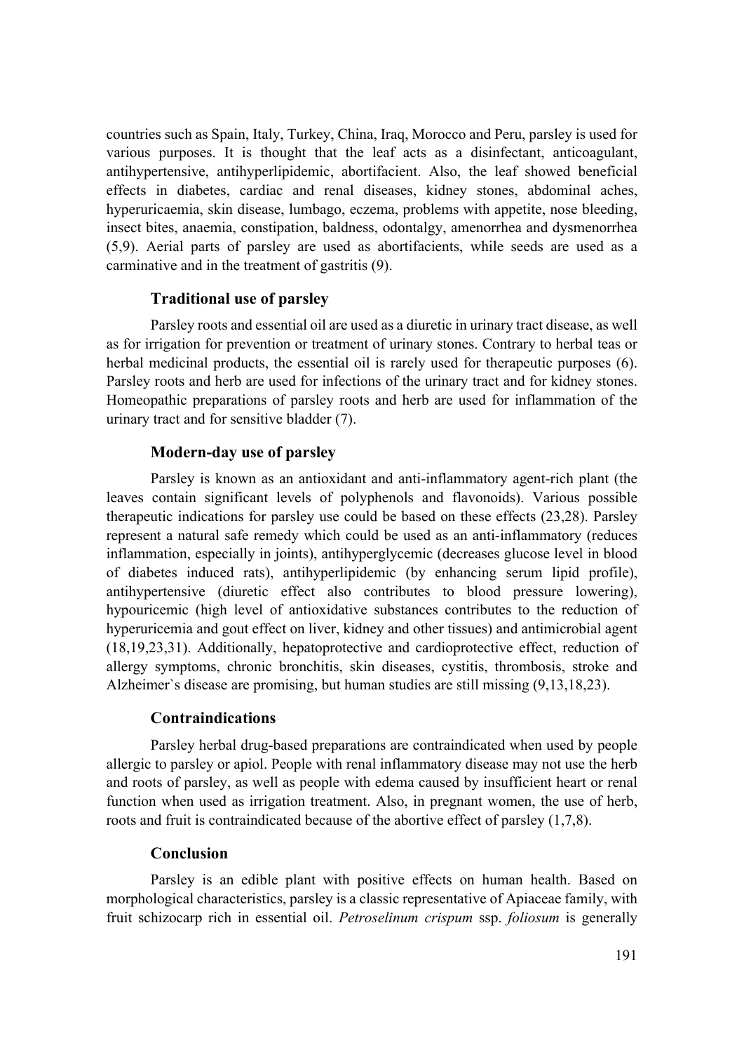countries such as Spain, Italy, Turkey, China, Iraq, Morocco and Peru, parsley is used for various purposes. It is thought that the leaf acts as a disinfectant, anticoagulant, antihypertensive, antihyperlipidemic, abortifacient. Also, the leaf showed beneficial effects in diabetes, cardiac and renal diseases, kidney stones, abdominal aches, hyperuricaemia, skin disease, lumbago, eczema, problems with appetite, nose bleeding, insect bites, anaemia, constipation, baldness, odontalgy, amenorrhea and dysmenorrhea (5,9). Aerial parts of parsley are used as abortifacients, while seeds are used as a carminative and in the treatment of gastritis (9).

## Traditional use of parsley

Parsley roots and essential oil are used as a diuretic in urinary tract disease, as well as for irrigation for prevention or treatment of urinary stones. Contrary to herbal teas or herbal medicinal products, the essential oil is rarely used for therapeutic purposes (6). Parsley roots and herb are used for infections of the urinary tract and for kidney stones. Homeopathic preparations of parsley roots and herb are used for inflammation of the urinary tract and for sensitive bladder (7).

## Modern-day use of parsley

Parsley is known as an antioxidant and anti-inflammatory agent-rich plant (the leaves contain significant levels of polyphenols and flavonoids). Various possible therapeutic indications for parsley use could be based on these effects (23,28). Parsley represent a natural safe remedy which could be used as an anti-inflammatory (reduces inflammation, especially in joints), antihyperglycemic (decreases glucose level in blood of diabetes induced rats), antihyperlipidemic (by enhancing serum lipid profile), antihypertensive (diuretic effect also contributes to blood pressure lowering), hypouricemic (high level of antioxidative substances contributes to the reduction of hyperuricemia and gout effect on liver, kidney and other tissues) and antimicrobial agent (18,19,23,31). Additionally, hepatoprotective and cardioprotective effect, reduction of allergy symptoms, chronic bronchitis, skin diseases, cystitis, thrombosis, stroke and Alzheimer`s disease are promising, but human studies are still missing (9,13,18,23).

## Contraindications

Parsley herbal drug-based preparations are contraindicated when used by people allergic to parsley or apiol. People with renal inflammatory disease may not use the herb and roots of parsley, as well as people with edema caused by insufficient heart or renal function when used as irrigation treatment. Also, in pregnant women, the use of herb, roots and fruit is contraindicated because of the abortive effect of parsley (1,7,8).

## Conclusion

Parsley is an edible plant with positive effects on human health. Based on morphological characteristics, parsley is a classic representative of Apiaceae family, with fruit schizocarp rich in essential oil. *Petroselinum crispum* ssp. *foliosum* is generally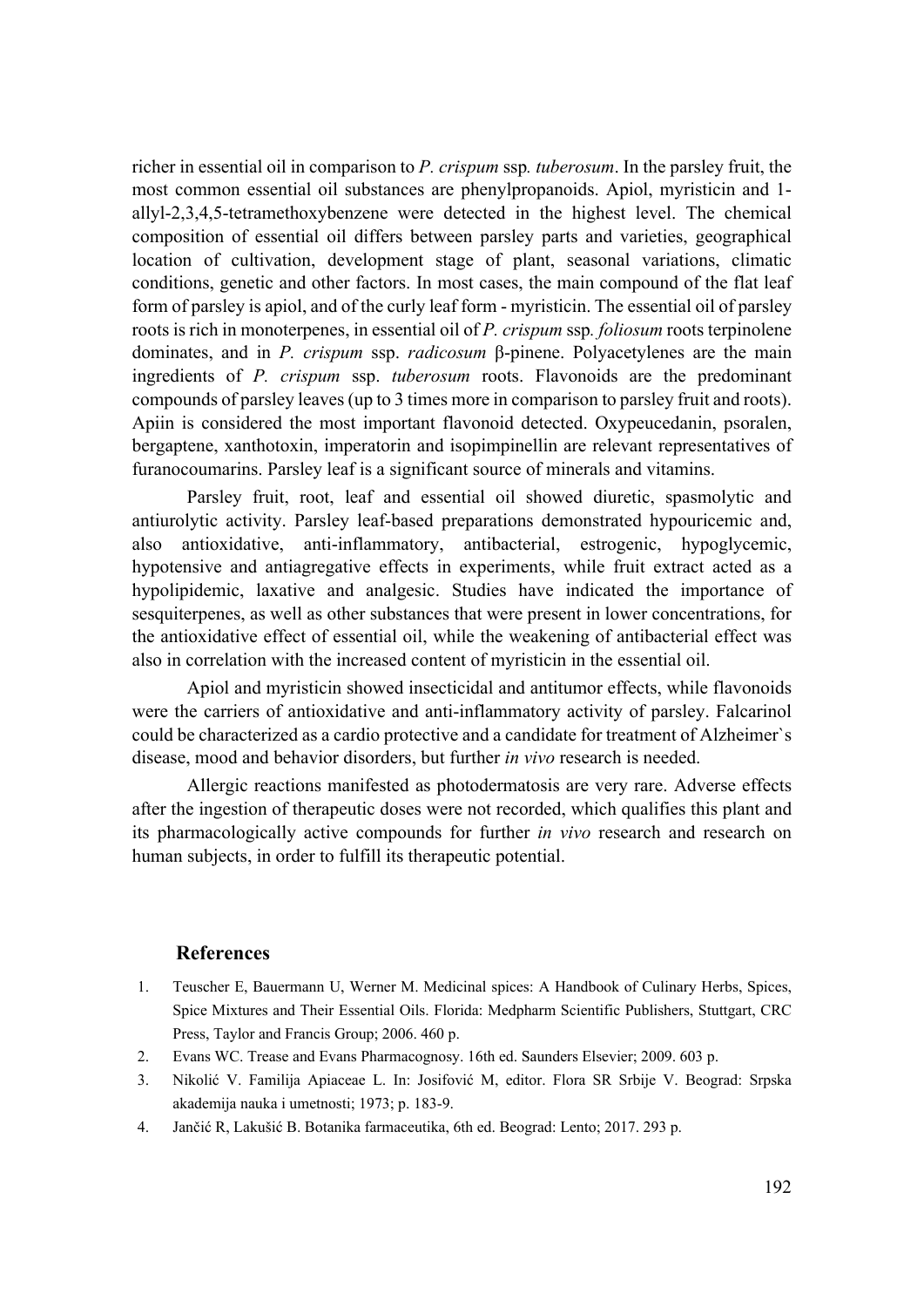richer in essential oil in comparison to *P. crispum* ssp. *tuberosum*. In the parsley fruit, the most common essential oil substances are phenylpropanoids. Apiol, myristicin and 1-allyl-2,3,4,5-tetramethoxybenzene were detected in the highest level. The chemical composition of essential oil differs between parsley parts and varieties, geographical location of cultivation, development stage of plant, seasonal variations, climatic conditions, genetic and other factors. In most cases, the main compound of the flat leaf form of parsley is apiol, and of the curly leaf form - myristicin. The essential oil of parsley roots is rich in monoterpenes, in essential oil of *P. crispum* ssp. *foliosum* roots terpinolene dominates, and in *P. crispum* ssp. *radicosum* β-pinene. Polyacetylenes are the main ingredients of *P. crispum* ssp. *tuberosum* roots. Flavonoids are the predominant compounds of parsley leaves (up to 3 times more in comparison to parsley fruit and roots). Apiin is considered the most important flavonoid detected. Oxypeucedanin, psoralen, bergaptene, xanthotoxin, imperatorin and isopimpinellin are relevant representatives of furanocoumarins. Parsley leaf is a significant source of minerals and vitamins.

Parsley fruit, root, leaf and essential oil showed diuretic, spasmolytic and antiurolytic activity. Parsley leaf-based preparations demonstrated hypouricemic and, also antioxidative, anti-inflammatory, antibacterial, estrogenic, hypoglycemic, hypotensive and antiagregative effects in experiments, while fruit extract acted as a hypolipidemic, laxative and analgesic. Studies have indicated the importance of sesquiterpenes, as well as other substances that were present in lower concentrations, for the antioxidative effect of essential oil, while the weakening of antibacterial effect was also in correlation with the increased content of myristicin in the essential oil.

Apiol and myristicin showed insecticidal and antitumor effects, while flavonoids were the carriers of antioxidative and anti-inflammatory activity of parsley. Falcarinol could be characterized as a cardio protective and a candidate for treatment of Alzheimer`s disease, mood and behavior disorders, but further *in vivo* research is needed.

Allergic reactions manifested as photodermatosis are very rare. Adverse effects after the ingestion of therapeutic doses were not recorded, which qualifies this plant and its pharmacologically active compounds for further *in vivo* research and research on human subjects, in order to fulfill its therapeutic potential.

## References

1. Teuscher E, Bauermann U, Werner M. Medicinal spices: A Handbook of Culinary Herbs, Spices, Spice Mixtures and Their Essential Oils. Florida: Medpharm Scientific Publishers, Stuttgart, CRC Press, Taylor and Francis Group; 2006. 460 p.
2. Evans WC. Trease and Evans Pharmacognosy. 16th ed. Saunders Elsevier; 2009. 603 p.
3. Nikolić V. Familija Apiaceae L. In: Josifović M, editor. Flora SR Srbije V. Beograd: Srpska akademija nauka i umetnosti; 1973; p. 183-9.
4. Jančić R, Lakušić B. Botanika farmaceutika, 6th ed. Beograd: Lento; 2017. 293 p.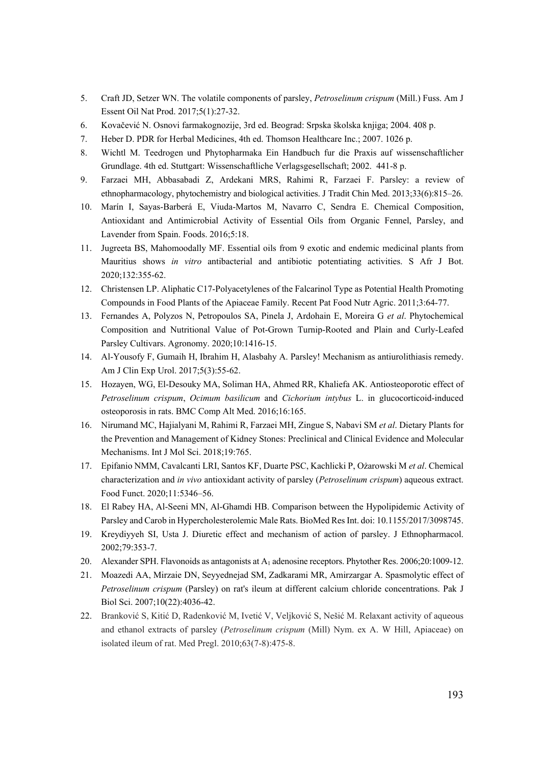5. Craft JD, Setzer WN. The volatile components of parsley, *Petroselinum crispum* (Mill.) Fuss. Am J Essent Oil Nat Prod. 2017;5(1):27-32.
6. Kovačević N. Osnovi farmakognozije, 3rd ed. Beograd: Srpska školska knjiga; 2004. 408 p.
7. Heber D. PDR for Herbal Medicines, 4th ed. Thomson Healthcare Inc.; 2007. 1026 p.
8. Wichtl M. Teedrogen und Phytopharmaka Ein Handbuch fur die Praxis auf wissenschaftlicher Grundlage. 4th ed. Stuttgart: Wissenschaftliche Verlagsgesellschaft; 2002. 441-8 p.
9. Farzaei MH, Abbasabadi Z, Ardekani MRS, Rahimi R, Farzaei F. Parsley: a review of ethnopharmacology, phytochemistry and biological activities. J Tradit Chin Med. 2013;33(6):815–26.
10. Marín I, Sayas-Barberá E, Viuda-Martos M, Navarro C, Sendra E. Chemical Composition, Antioxidant and Antimicrobial Activity of Essential Oils from Organic Fennel, Parsley, and Lavender from Spain. Foods. 2016;5:18.
11. Jugreeta BS, Mahomoodally MF. Essential oils from 9 exotic and endemic medicinal plants from Mauritius shows *in vitro* antibacterial and antibiotic potentiating activities. S Afr J Bot. 2020;132:355-62.
12. Christensen LP. Aliphatic C17-Polyacetylenes of the Falcarinol Type as Potential Health Promoting Compounds in Food Plants of the Apiaceae Family. Recent Pat Food Nutr Agric. 2011;3:64-77.
13. Fernandes A, Polyzos N, Petropoulos SA, Pinela J, Ardohain E, Moreira G *et al*. Phytochemical Composition and Nutritional Value of Pot-Grown Turnip-Rooted and Plain and Curly-Leafed Parsley Cultivars. Agronomy. 2020;10:1416-15.
14. Al-Yousofy F, Gumaih H, Ibrahim H, Alasbahy A. Parsley! Mechanism as antiurolithiasis remedy. Am J Clin Exp Urol. 2017;5(3):55-62.
15. Hozayen, WG, El-Desouky MA, Soliman HA, Ahmed RR, Khaliefa AK. Antiosteoporotic effect of *Petroselinum crispum*, *Ocimum basilicum* and *Cichorium intybus* L. in glucocorticoid-induced osteoporosis in rats. BMC Comp Alt Med. 2016;16:165.
16. Nirumand MC, Hajialyani M, Rahimi R, Farzaei MH, Zingue S, Nabavi SM *et al*. Dietary Plants for the Prevention and Management of Kidney Stones: Preclinical and Clinical Evidence and Molecular Mechanisms. Int J Mol Sci. 2018;19:765.
17. Epifanio NMM, Cavalcanti LRI, Santos KF, Duarte PSC, Kachlicki P, Ożarowski M *et al*. Chemical characterization and *in vivo* antioxidant activity of parsley (*Petroselinum crispum*) aqueous extract. Food Funct. 2020;11:5346–56.
18. El Rabey HA, Al-Seeni MN, Al-Ghamdi HB. Comparison between the Hypolipidemic Activity of Parsley and Carob in Hypercholesterolemic Male Rats. BioMed Res Int. doi: 10.1155/2017/3098745.
19. Kreydiyyeh SI, Usta J. Diuretic effect and mechanism of action of parsley. J Ethnopharmacol. 2002;79:353-7.
20. Alexander SPH. Flavonoids as antagonists at $A_1$ adenosine receptors. Phytother Res. 2006;20:1009-12.
21. Moazedi AA, Mirzaie DN, Seyyednejad SM, Zadkarami MR, Amirzargar A. Spasmolytic effect of *Petroselinum crispum* (Parsley) on rat's ileum at different calcium chloride concentrations. Pak J Biol Sci. 2007;10(22):4036-42.
22. Branković S, Kitić D, Radenković M, Ivetić V, Veljković S, Nešić M. Relaxant activity of aqueous and ethanol extracts of parsley (*Petroselinum crispum* (Mill) Nym. ex A. W Hill, Apiaceae) on isolated ileum of rat. Med Pregl. 2010;63(7-8):475-8.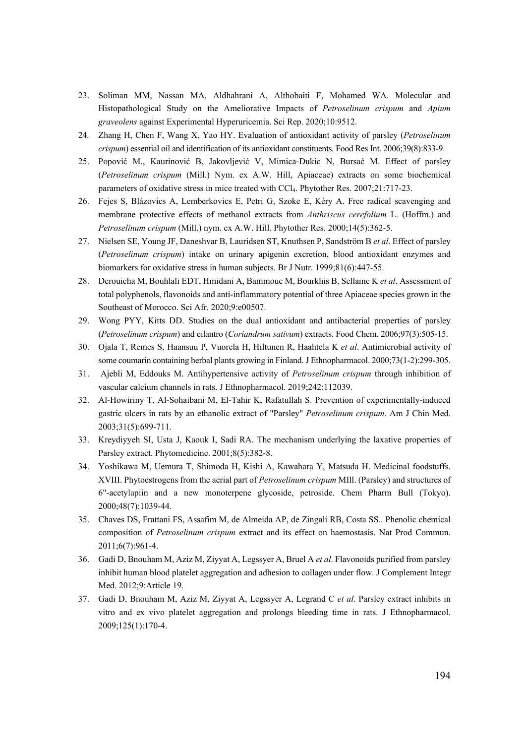23. Soliman MM, Nassan MA, Aldhahrani A, Althobaiti F, Mohamed WA. Molecular and Histopathological Study on the Ameliorative Impacts of *Petroselinum crispum* and *Apium graveolens* against Experimental Hyperuricemia. Sci Rep. 2020;10:9512.
24. Zhang H, Chen F, Wang X, Yao HY. Evaluation of antioxidant activity of parsley (*Petroselinum crispum*) essential oil and identification of its antioxidant constituents. Food Res Int. 2006;39(8):833-9.
25. Popović M., Kaurinović B, Jakovljević V, Mimica-Dukic N, Bursać M. Effect of parsley (*Petroselinum crispum* (Mill.) Nym. ex A.W. Hill, Apiaceae) extracts on some biochemical parameters of oxidative stress in mice treated with $CCl_4$. Phytother Res. 2007;21:717-23.
26. Fejes S, Blázovics A, Lemberkovics E, Petri G, Szoke E, Kéry A. Free radical scavenging and membrane protective effects of methanol extracts from *Anthriscus cerefolium* L. (Hoffm.) and *Petroselinum crispum* (Mill.) nym. ex A.W. Hill. Phytother Res. 2000;14(5):362-5.
27. Nielsen SE, Young JF, Daneshvar B, Lauridsen ST, Knuthsen P, Sandström B *et al*. Effect of parsley (*Petroselinum crispum*) intake on urinary apigenin excretion, blood antioxidant enzymes and biomarkers for oxidative stress in human subjects. Br J Nutr. 1999;81(6):447-55.
28. Derouicha M, Bouhlali EDT, Hmidani A, Bammouc M, Bourkhis B, Sellamc K *et al*. Assessment of total polyphenols, flavonoids and anti-inflammatory potential of three Apiaceae species grown in the Southeast of Morocco. Sci Afr. 2020;9:e00507.
29. Wong PYY, Kitts DD. Studies on the dual antioxidant and antibacterial properties of parsley (*Petroselinum crispum*) and cilantro (*Coriandrum sativum*) extracts. Food Chem. 2006;97(3):505-15.
30. Ojala T, Remes S, Haansuu P, Vuorela H, Hiltunen R, Haahtela K *et al*. Antimicrobial activity of some coumarin containing herbal plants growing in Finland. J Ethnopharmacol. 2000;73(1-2):299-305.
31. Ajebli M, Eddouks M. Antihypertensive activity of *Petroselinum crispum* through inhibition of vascular calcium channels in rats. J Ethnopharmacol. 2019;242:112039.
32. Al-Howiriny T, Al-Sohaibani M, El-Tahir K, Rafatullah S. Prevention of experimentally-induced gastric ulcers in rats by an ethanolic extract of "Parsley" *Petroselinum crispum*. Am J Chin Med. 2003;31(5):699-711.
33. Kreydiyyeh SI, Usta J, Kaouk I, Sadi RA. The mechanism underlying the laxative properties of Parsley extract. Phytomedicine. 2001;8(5):382-8.
34. Yoshikawa M, Uemura T, Shimoda H, Kishi A, Kawahara Y, Matsuda H. Medicinal foodstuffs. XVIII. Phytoestrogens from the aerial part of *Petroselinum crispum* MIll. (Parsley) and structures of 6"-acetylapiin and a new monoterpene glycoside, petroside. Chem Pharm Bull (Tokyo). 2000;48(7):1039-44.
35. Chaves DS, Frattani FS, Assafim M, de Almeida AP, de Zingali RB, Costa SS.. Phenolic chemical composition of *Petroselinum crispum* extract and its effect on haemostasis. Nat Prod Commun. 2011;6(7):961-4.
36. Gadi D, Bnouham M, Aziz M, Ziyyat A, Legssyer A, Bruel A *et al*. Flavonoids purified from parsley inhibit human blood platelet aggregation and adhesion to collagen under flow. J Complement Integr Med. 2012;9:Article 19.
37. Gadi D, Bnouham M, Aziz M, Ziyyat A, Legssyer A, Legrand C *et al*. Parsley extract inhibits in vitro and ex vivo platelet aggregation and prolongs bleeding time in rats. J Ethnopharmacol. 2009;125(1):170-4.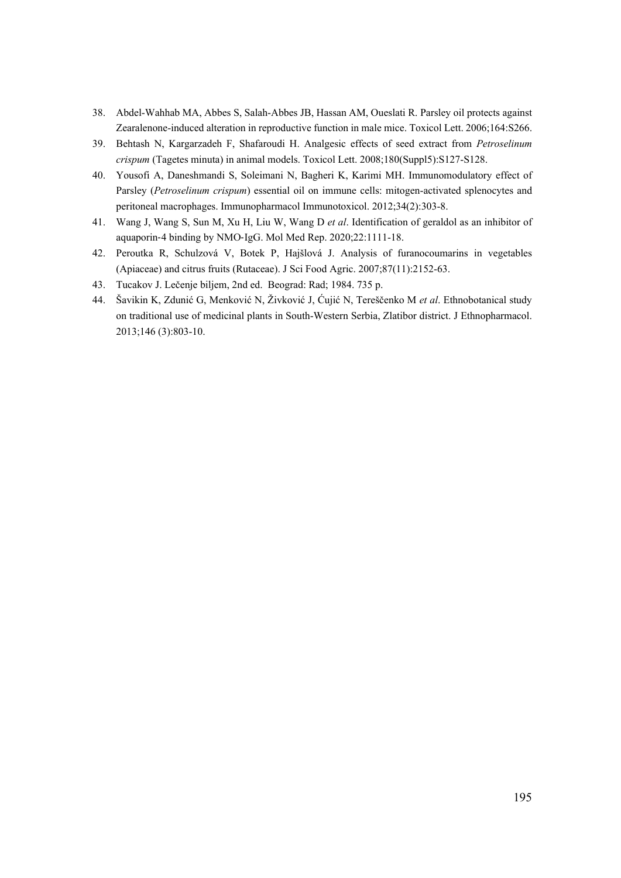38. Abdel-Wahhab MA, Abbes S, Salah-Abbes JB, Hassan AM, Oueslati R. Parsley oil protects against Zearalenone-induced alteration in reproductive function in male mice. Toxicol Lett. 2006;164:S266.
39. Behtash N, Kargarzadeh F, Shafaroudi H. Analgesic effects of seed extract from *Petroselinum crispum* (Tagetes minuta) in animal models. Toxicol Lett. 2008;180(Suppl5):S127-S128.
40. Yousofi A, Daneshmandi S, Soleimani N, Bagheri K, Karimi MH. Immunomodulatory effect of Parsley (*Petroselinum crispum*) essential oil on immune cells: mitogen-activated splenocytes and peritoneal macrophages. Immunopharmacol Immunotoxicol. 2012;34(2):303-8.
41. Wang J, Wang S, Sun M, Xu H, Liu W, Wang D *et al*. Identification of geraldol as an inhibitor of aquaporin-4 binding by NMO-IgG. Mol Med Rep. 2020;22:1111-18.
42. Peroutka R, Schulzová V, Botek P, Hajšlová J. Analysis of furanocoumarins in vegetables (Apiaceae) and citrus fruits (Rutaceae). J Sci Food Agric. 2007;87(11):2152-63.
43. Tucakov J. Lečenje biljem, 2nd ed. Beograd: Rad; 1984. 735 p.
44. Šavikin K, Zdunić G, Menković N, Živković J, Ćujić N, Tereščenko M *et al*. Ethnobotanical study on traditional use of medicinal plants in South-Western Serbia, Zlatibor district. J Ethnopharmacol. 2013;146 (3):803-10.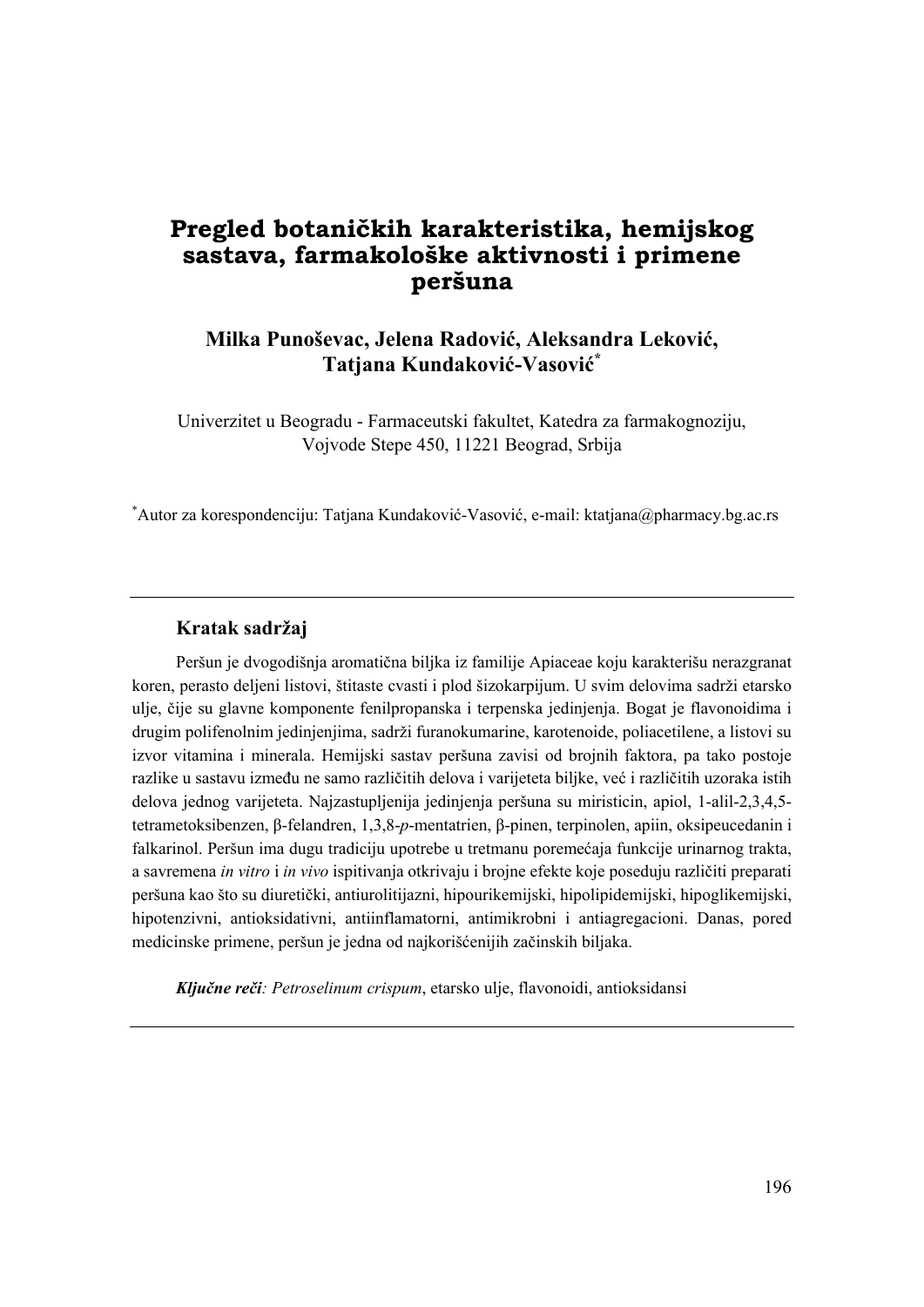# Pregled botaničkih karakteristika, hemijskog sastava, farmakološke aktivnosti i primene peršuna

**Milka Punoševac, Jelena Radović, Aleksandra Leković, Tatjana Kundaković-Vasović***

Univerzitet u Beogradu - Farmaceutski fakultet, Katedra za farmakognoziju, Vojvode Stepe 450, 11221 Beograd, Srbija

*Autor za korespondenciju: Tatjana Kundaković-Vasović, e-mail: ktatjana@pharmacy.bg.ac.rs

## Kratak sadržaj

Peršun je dvogodišnja aromatična biljka iz familije Apiaceae koju karakterišu nerazgranat koren, perasto deljeni listovi, štitaste cvasti i plod šizokarpijum. U svim delovima sadrži etarsko ulje, čije su glavne komponente fenilpropanska i terpenska jedinjenja. Bogat je flavonoidima i drugim polifenolnim jedinjenjima, sadrži furanokumarine, karotenoide, poliacetilene, a listovi su izvor vitamina i minerala. Hemijski sastav peršuna zavisi od brojnih faktora, pa tako postoje razlike u sastavu između ne samo različitih delova i varijeteta biljke, već i različitih uzoraka istih delova jednog varijeteta. Najzastupljenija jedinjenja peršuna su miristicin, apiol, 1-alil-2,3,4,5-tetrametoksibenzen, β-felandren, 1,3,8-*p*-mentatrien, β-pinen, terpinolen, apiin, oksipeucedanin i falkarinol. Peršun ima dugu tradiciju upotrebe u tretmanu poremećaja funkcije urinarnog trakta, a savremena *in vitro* i *in vivo* ispitivanja otkrivaju i brojne efekte koje poseduju različiti preparati peršuna kao što su diuretički, antiurolitijazni, hipourikemijski, hipolipidemijski, hipoglikemijski, hipotenzivni, antioksidativni, antiinflamatorni, antimikrobni i antiagregacioni. Danas, pored medicinske primene, peršun je jedna od najkorišćenijih začinskih biljaka.

***Ključne reči**: Petroselinum crispum*, etarsko ulje, flavonoidi, antioksidansi